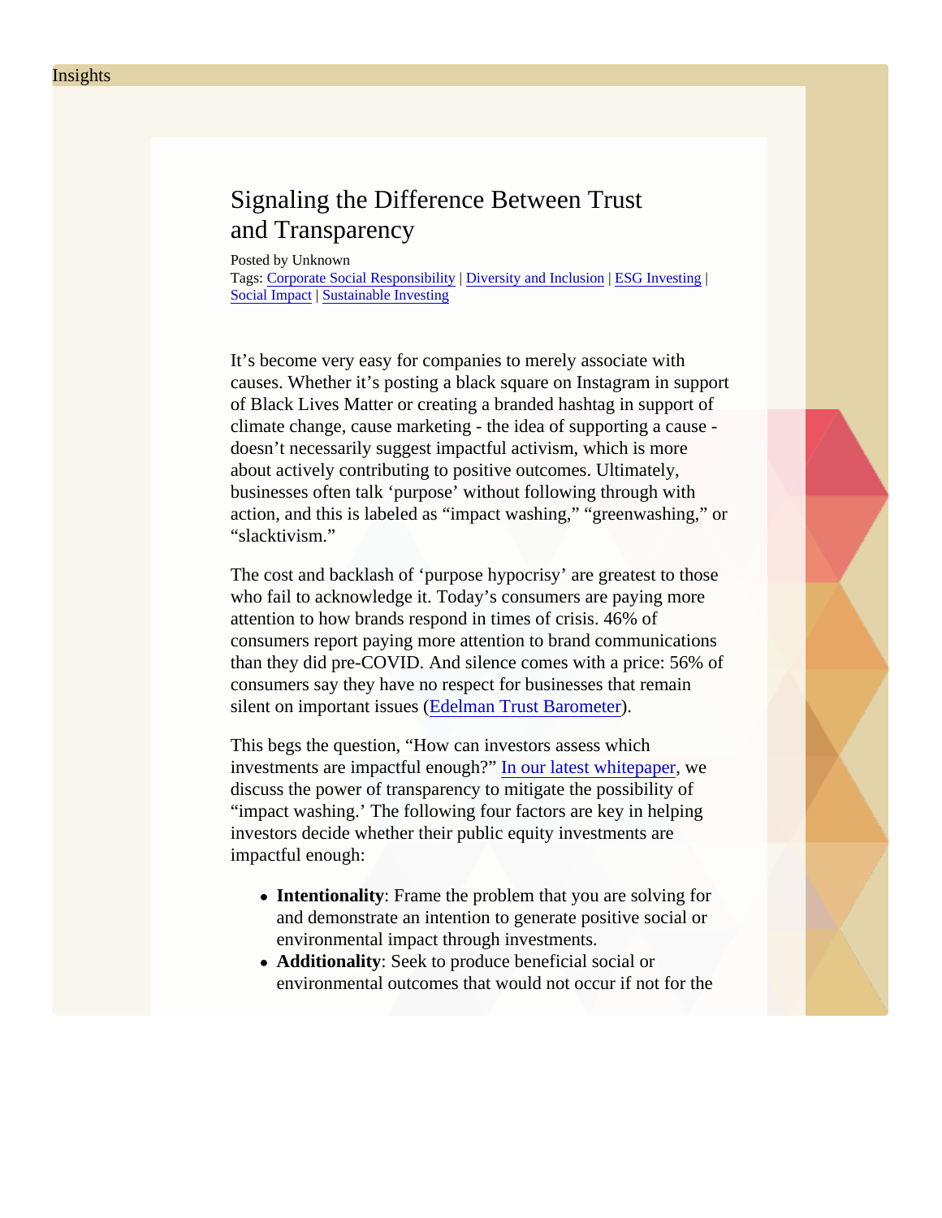Insights

# Signaling the Difference Between Trust and Transparency

Posted by Unknown
Tags: Corporate Social Responsibility | Diversity and Inclusion | ESG Investing | Social Impact | Sustainable Investing

It’s become very easy for companies to merely associate with causes. Whether it’s posting a black square on Instagram in support of Black Lives Matter or creating a branded hashtag in support of climate change, cause marketing - the idea of supporting a cause - doesn’t necessarily suggest impactful activism, which is more about actively contributing to positive outcomes. Ultimately, businesses often talk ‘purpose’ without following through with action, and this is labeled as “impact washing,” “greenwashing,” or “slacktivism.”

The cost and backlash of ‘purpose hypocrisy’ are greatest to those who fail to acknowledge it. Today’s consumers are paying more attention to how brands respond in times of crisis. 46% of consumers report paying more attention to brand communications than they did pre-COVID. And silence comes with a price: 56% of consumers say they have no respect for businesses that remain silent on important issues (Edelman Trust Barometer).

This begs the question, “How can investors assess which investments are impactful enough?” In our latest whitepaper, we discuss the power of transparency to mitigate the possibility of “impact washing.’ The following four factors are key in helping investors decide whether their public equity investments are impactful enough:

- **Intentionality**: Frame the problem that you are solving for and demonstrate an intention to generate positive social or environmental impact through investments.
- **Additionality**: Seek to produce beneficial social or environmental outcomes that would not occur if not for the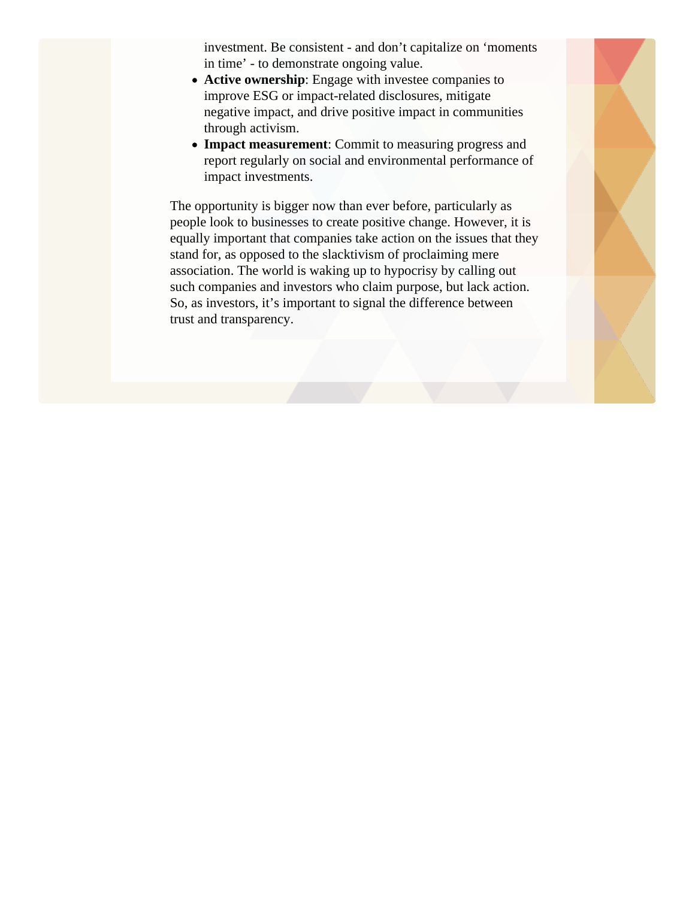investment. Be consistent - and don't capitalize on 'moments in time' - to demonstrate ongoing value.

- **Active ownership**: Engage with investee companies to improve ESG or impact-related disclosures, mitigate negative impact, and drive positive impact in communities through activism.
- **Impact measurement**: Commit to measuring progress and report regularly on social and environmental performance of impact investments.

The opportunity is bigger now than ever before, particularly as people look to businesses to create positive change. However, it is equally important that companies take action on the issues that they stand for, as opposed to the slacktivism of proclaiming mere association. The world is waking up to hypocrisy by calling out such companies and investors who claim purpose, but lack action. So, as investors, it's important to signal the difference between trust and transparency.